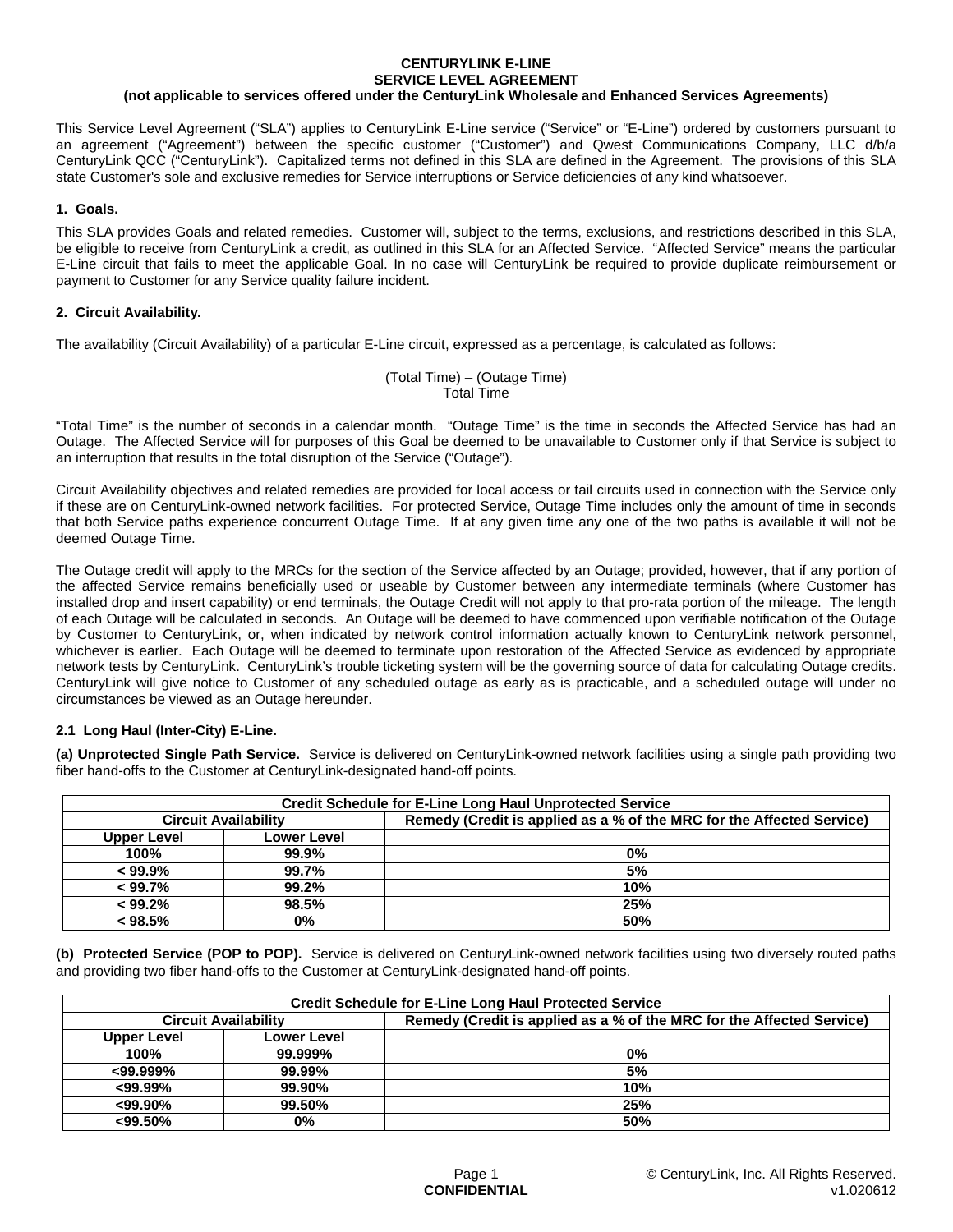# CENTURYLINK E-LINE SERVICE LEVEL AGREEMENT

**(not applicable to services offered under the CenturyLink Wholesale and Enhanced Services Agreements)**

This Service Level Agreement ("SLA") applies to CenturyLink E-Line service ("Service" or "E-Line") ordered by customers pursuant to an agreement ("Agreement") between the specific customer ("Customer") and Qwest Communications Company, LLC d/b/a CenturyLink QCC ("CenturyLink"). Capitalized terms not defined in this SLA are defined in the Agreement. The provisions of this SLA state Customer's sole and exclusive remedies for Service interruptions or Service deficiencies of any kind whatsoever.

## 1. Goals.

This SLA provides Goals and related remedies. Customer will, subject to the terms, exclusions, and restrictions described in this SLA, be eligible to receive from CenturyLink a credit, as outlined in this SLA for an Affected Service. "Affected Service" means the particular E-Line circuit that fails to meet the applicable Goal. In no case will CenturyLink be required to provide duplicate reimbursement or payment to Customer for any Service quality failure incident.

## 2. Circuit Availability.

The availability (Circuit Availability) of a particular E-Line circuit, expressed as a percentage, is calculated as follows:

$$\frac{\text{(Total Time)} - \text{(Outage Time)}}{\text{Total Time}}$$

"Total Time" is the number of seconds in a calendar month. "Outage Time" is the time in seconds the Affected Service has had an Outage. The Affected Service will for purposes of this Goal be deemed to be unavailable to Customer only if that Service is subject to an interruption that results in the total disruption of the Service ("Outage").

Circuit Availability objectives and related remedies are provided for local access or tail circuits used in connection with the Service only if these are on CenturyLink-owned network facilities. For protected Service, Outage Time includes only the amount of time in seconds that both Service paths experience concurrent Outage Time. If at any given time any one of the two paths is available it will not be deemed Outage Time.

The Outage credit will apply to the MRCs for the section of the Service affected by an Outage; provided, however, that if any portion of the affected Service remains beneficially used or useable by Customer between any intermediate terminals (where Customer has installed drop and insert capability) or end terminals, the Outage Credit will not apply to that pro-rata portion of the mileage. The length of each Outage will be calculated in seconds. An Outage will be deemed to have commenced upon verifiable notification of the Outage by Customer to CenturyLink, or, when indicated by network control information actually known to CenturyLink network personnel, whichever is earlier. Each Outage will be deemed to terminate upon restoration of the Affected Service as evidenced by appropriate network tests by CenturyLink. CenturyLink's trouble ticketing system will be the governing source of data for calculating Outage credits. CenturyLink will give notice to Customer of any scheduled outage as early as is practicable, and a scheduled outage will under no circumstances be viewed as an Outage hereunder.

### 2.1 Long Haul (Inter-City) E-Line.

**(a) Unprotected Single Path Service.** Service is delivered on CenturyLink-owned network facilities using a single path providing two fiber hand-offs to the Customer at CenturyLink-designated hand-off points.

| Credit Schedule for E-Line Long Haul Unprotected Service | | |
|---|---|---|
| **Circuit Availability** | | **Remedy (Credit is applied as a % of the MRC for the Affected Service)** |
| **Upper Level** | **Lower Level** | |
| **100%** | **99.9%** | **0%** |
| **< 99.9%** | **99.7%** | **5%** |
| **< 99.7%** | **99.2%** | **10%** |
| **< 99.2%** | **98.5%** | **25%** |
| **< 98.5%** | **0%** | **50%** |

**(b) Protected Service (POP to POP).** Service is delivered on CenturyLink-owned network facilities using two diversely routed paths and providing two fiber hand-offs to the Customer at CenturyLink-designated hand-off points.

| Credit Schedule for E-Line Long Haul Protected Service | | |
|---|---|---|
| **Circuit Availability** | | **Remedy (Credit is applied as a % of the MRC for the Affected Service)** |
| **Upper Level** | **Lower Level** | |
| **100%** | **99.999%** | **0%** |
| **<99.999%** | **99.99%** | **5%** |
| **<99.99%** | **99.90%** | **10%** |
| **<99.90%** | **99.50%** | **25%** |
| **<99.50%** | **0%** | **50%** |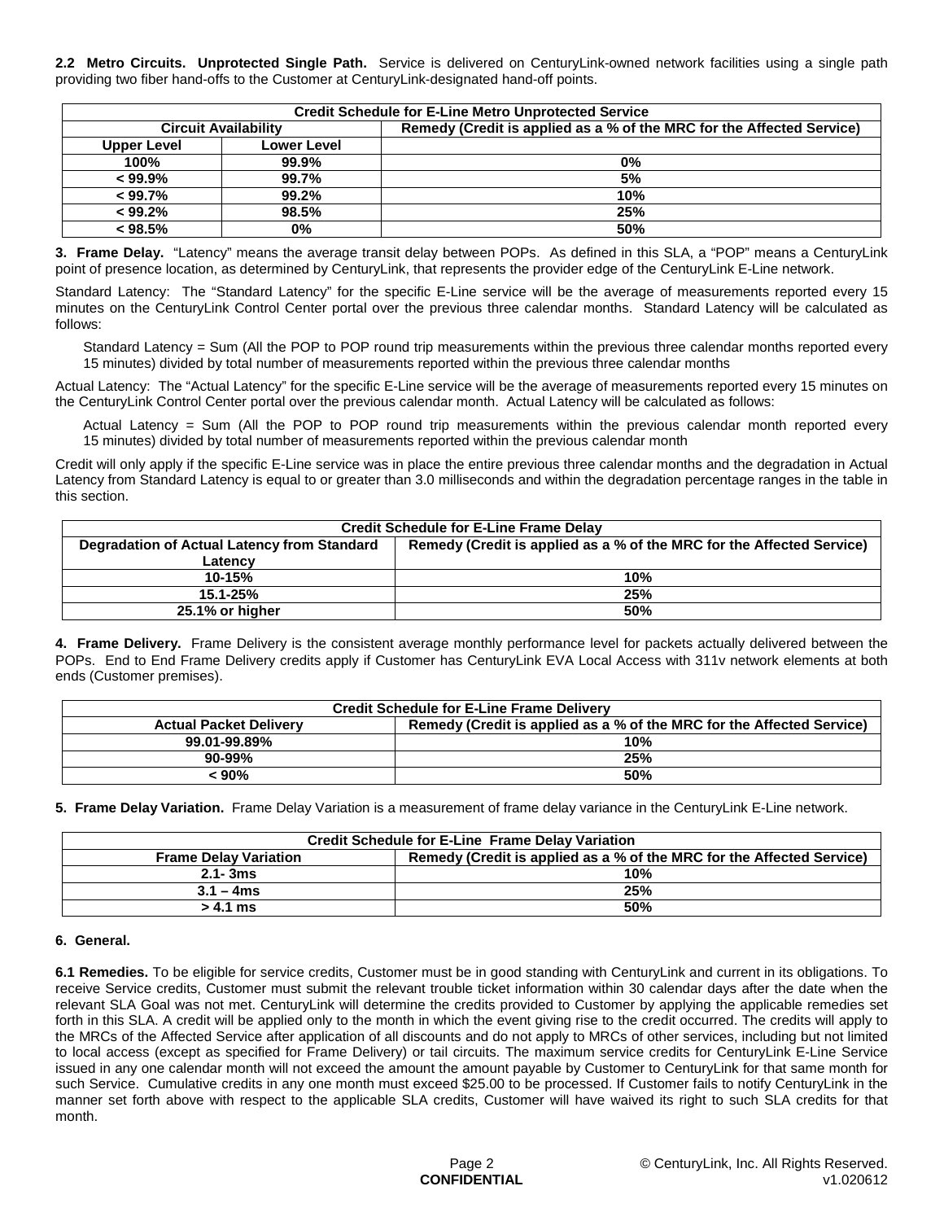**2.2 Metro Circuits. Unprotected Single Path.** Service is delivered on CenturyLink-owned network facilities using a single path providing two fiber hand-offs to the Customer at CenturyLink-designated hand-off points.

| Credit Schedule for E-Line Metro Unprotected Service | | |
|---|---|---|
| **Circuit Availability** | | **Remedy (Credit is applied as a % of the MRC for the Affected Service)** |
| **Upper Level** | **Lower Level** | |
| **100%** | **99.9%** | **0%** |
| **< 99.9%** | **99.7%** | **5%** |
| **< 99.7%** | **99.2%** | **10%** |
| **< 99.2%** | **98.5%** | **25%** |
| **< 98.5%** | **0%** | **50%** |

**3. Frame Delay.** "Latency" means the average transit delay between POPs. As defined in this SLA, a "POP" means a CenturyLink point of presence location, as determined by CenturyLink, that represents the provider edge of the CenturyLink E-Line network.

Standard Latency: The "Standard Latency" for the specific E-Line service will be the average of measurements reported every 15 minutes on the CenturyLink Control Center portal over the previous three calendar months. Standard Latency will be calculated as follows:

Standard Latency = Sum (All the POP to POP round trip measurements within the previous three calendar months reported every 15 minutes) divided by total number of measurements reported within the previous three calendar months

Actual Latency: The "Actual Latency" for the specific E-Line service will be the average of measurements reported every 15 minutes on the CenturyLink Control Center portal over the previous calendar month. Actual Latency will be calculated as follows:

Actual Latency = Sum (All the POP to POP round trip measurements within the previous calendar month reported every 15 minutes) divided by total number of measurements reported within the previous calendar month

Credit will only apply if the specific E-Line service was in place the entire previous three calendar months and the degradation in Actual Latency from Standard Latency is equal to or greater than 3.0 milliseconds and within the degradation percentage ranges in the table in this section.

| Credit Schedule for E-Line Frame Delay | |
|---|---|
| **Degradation of Actual Latency from Standard Latency** | **Remedy (Credit is applied as a % of the MRC for the Affected Service)** |
| **10-15%** | **10%** |
| **15.1-25%** | **25%** |
| **25.1% or higher** | **50%** |

**4. Frame Delivery.** Frame Delivery is the consistent average monthly performance level for packets actually delivered between the POPs. End to End Frame Delivery credits apply if Customer has CenturyLink EVA Local Access with 311v network elements at both ends (Customer premises).

| Credit Schedule for E-Line Frame Delivery | |
|---|---|
| **Actual Packet Delivery** | **Remedy (Credit is applied as a % of the MRC for the Affected Service)** |
| **99.01-99.89%** | **10%** |
| **90-99%** | **25%** |
| **< 90%** | **50%** |

**5. Frame Delay Variation.** Frame Delay Variation is a measurement of frame delay variance in the CenturyLink E-Line network.

| Credit Schedule for E-Line Frame Delay Variation | |
|---|---|
| **Frame Delay Variation** | **Remedy (Credit is applied as a % of the MRC for the Affected Service)** |
| **2.1- 3ms** | **10%** |
| **3.1 – 4ms** | **25%** |
| **> 4.1 ms** | **50%** |

**6. General.**

**6.1 Remedies.** To be eligible for service credits, Customer must be in good standing with CenturyLink and current in its obligations. To receive Service credits, Customer must submit the relevant trouble ticket information within 30 calendar days after the date when the relevant SLA Goal was not met. CenturyLink will determine the credits provided to Customer by applying the applicable remedies set forth in this SLA. A credit will be applied only to the month in which the event giving rise to the credit occurred. The credits will apply to the MRCs of the Affected Service after application of all discounts and do not apply to MRCs of other services, including but not limited to local access (except as specified for Frame Delivery) or tail circuits. The maximum service credits for CenturyLink E-Line Service issued in any one calendar month will not exceed the amount the amount payable by Customer to CenturyLink for that same month for such Service. Cumulative credits in any one month must exceed $25.00 to be processed. If Customer fails to notify CenturyLink in the manner set forth above with respect to the applicable SLA credits, Customer will have waived its right to such SLA credits for that month.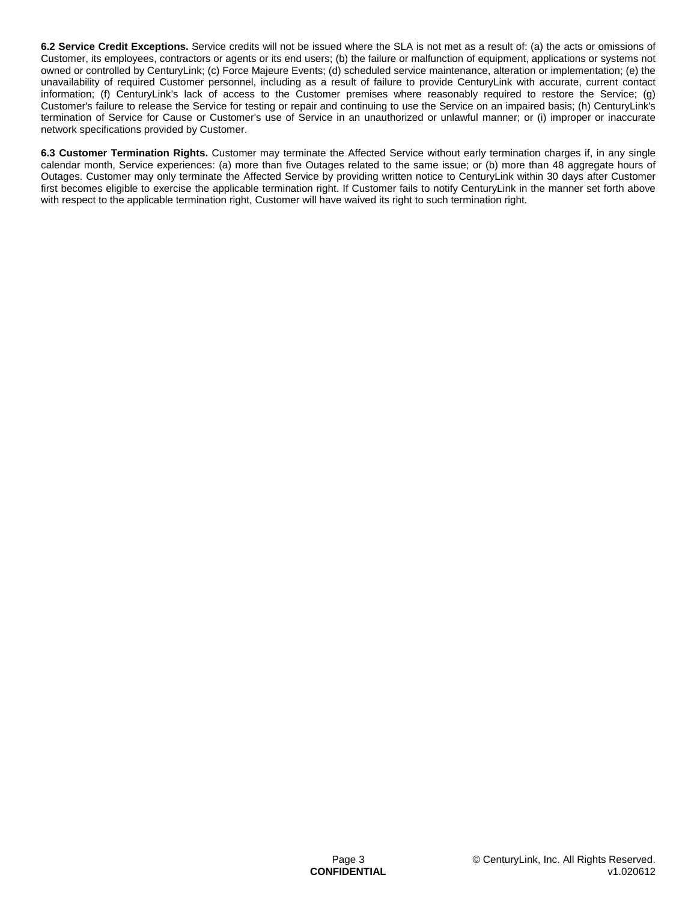**6.2 Service Credit Exceptions.** Service credits will not be issued where the SLA is not met as a result of: (a) the acts or omissions of Customer, its employees, contractors or agents or its end users; (b) the failure or malfunction of equipment, applications or systems not owned or controlled by CenturyLink; (c) Force Majeure Events; (d) scheduled service maintenance, alteration or implementation; (e) the unavailability of required Customer personnel, including as a result of failure to provide CenturyLink with accurate, current contact information; (f) CenturyLink's lack of access to the Customer premises where reasonably required to restore the Service; (g) Customer's failure to release the Service for testing or repair and continuing to use the Service on an impaired basis; (h) CenturyLink's termination of Service for Cause or Customer's use of Service in an unauthorized or unlawful manner; or (i) improper or inaccurate network specifications provided by Customer.

**6.3 Customer Termination Rights.** Customer may terminate the Affected Service without early termination charges if, in any single calendar month, Service experiences: (a) more than five Outages related to the same issue; or (b) more than 48 aggregate hours of Outages. Customer may only terminate the Affected Service by providing written notice to CenturyLink within 30 days after Customer first becomes eligible to exercise the applicable termination right. If Customer fails to notify CenturyLink in the manner set forth above with respect to the applicable termination right, Customer will have waived its right to such termination right.